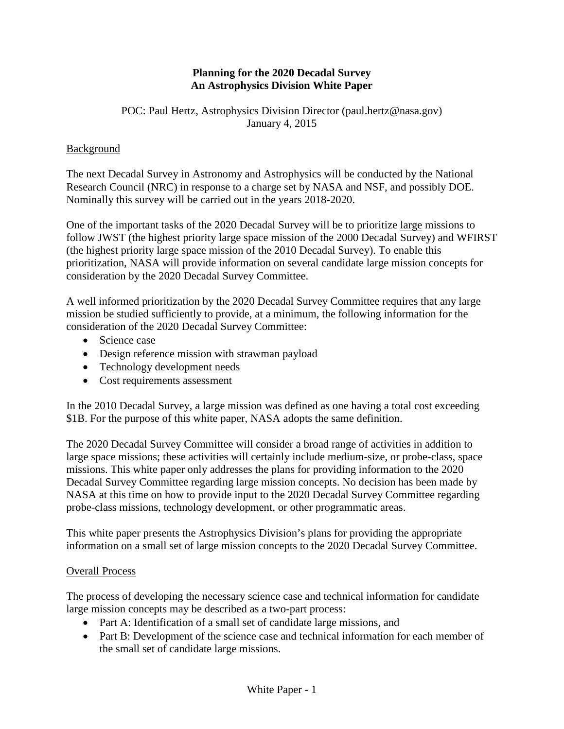# Planning for the 2020 Decadal Survey
## An Astrophysics Division White Paper

POC: Paul Hertz, Astrophysics Division Director (paul.hertz@nasa.gov)
January 4, 2015

### Background

The next Decadal Survey in Astronomy and Astrophysics will be conducted by the National Research Council (NRC) in response to a charge set by NASA and NSF, and possibly DOE. Nominally this survey will be carried out in the years 2018-2020.

One of the important tasks of the 2020 Decadal Survey will be to prioritize large missions to follow JWST (the highest priority large space mission of the 2000 Decadal Survey) and WFIRST (the highest priority large space mission of the 2010 Decadal Survey). To enable this prioritization, NASA will provide information on several candidate large mission concepts for consideration by the 2020 Decadal Survey Committee.

A well informed prioritization by the 2020 Decadal Survey Committee requires that any large mission be studied sufficiently to provide, at a minimum, the following information for the consideration of the 2020 Decadal Survey Committee:

- Science case
- Design reference mission with strawman payload
- Technology development needs
- Cost requirements assessment

In the 2010 Decadal Survey, a large mission was defined as one having a total cost exceeding $1B. For the purpose of this white paper, NASA adopts the same definition.

The 2020 Decadal Survey Committee will consider a broad range of activities in addition to large space missions; these activities will certainly include medium-size, or probe-class, space missions. This white paper only addresses the plans for providing information to the 2020 Decadal Survey Committee regarding large mission concepts. No decision has been made by NASA at this time on how to provide input to the 2020 Decadal Survey Committee regarding probe-class missions, technology development, or other programmatic areas.

This white paper presents the Astrophysics Division's plans for providing the appropriate information on a small set of large mission concepts to the 2020 Decadal Survey Committee.

### Overall Process

The process of developing the necessary science case and technical information for candidate large mission concepts may be described as a two-part process:

- Part A: Identification of a small set of candidate large missions, and
- Part B: Development of the science case and technical information for each member of the small set of candidate large missions.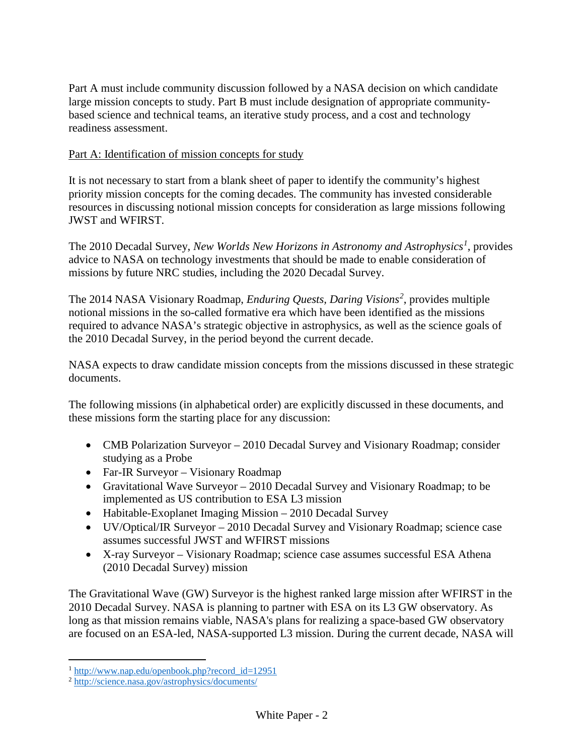Part A must include community discussion followed by a NASA decision on which candidate large mission concepts to study. Part B must include designation of appropriate community-based science and technical teams, an iterative study process, and a cost and technology readiness assessment.

Part A: Identification of mission concepts for study

It is not necessary to start from a blank sheet of paper to identify the community's highest priority mission concepts for the coming decades. The community has invested considerable resources in discussing notional mission concepts for consideration as large missions following JWST and WFIRST.

The 2010 Decadal Survey, *New Worlds New Horizons in Astronomy and Astrophysics*[1], provides advice to NASA on technology investments that should be made to enable consideration of missions by future NRC studies, including the 2020 Decadal Survey.

The 2014 NASA Visionary Roadmap, *Enduring Quests, Daring Visions*[2], provides multiple notional missions in the so-called formative era which have been identified as the missions required to advance NASA's strategic objective in astrophysics, as well as the science goals of the 2010 Decadal Survey, in the period beyond the current decade.

NASA expects to draw candidate mission concepts from the missions discussed in these strategic documents.

The following missions (in alphabetical order) are explicitly discussed in these documents, and these missions form the starting place for any discussion:

- CMB Polarization Surveyor – 2010 Decadal Survey and Visionary Roadmap; consider studying as a Probe
- Far-IR Surveyor – Visionary Roadmap
- Gravitational Wave Surveyor – 2010 Decadal Survey and Visionary Roadmap; to be implemented as US contribution to ESA L3 mission
- Habitable-Exoplanet Imaging Mission – 2010 Decadal Survey
- UV/Optical/IR Surveyor – 2010 Decadal Survey and Visionary Roadmap; science case assumes successful JWST and WFIRST missions
- X-ray Surveyor – Visionary Roadmap; science case assumes successful ESA Athena (2010 Decadal Survey) mission

The Gravitational Wave (GW) Surveyor is the highest ranked large mission after WFIRST in the 2010 Decadal Survey. NASA is planning to partner with ESA on its L3 GW observatory. As long as that mission remains viable, NASA's plans for realizing a space-based GW observatory are focused on an ESA-led, NASA-supported L3 mission. During the current decade, NASA will

[1] http://www.nap.edu/openbook.php?record_id=12951

[2] http://science.nasa.gov/astrophysics/documents/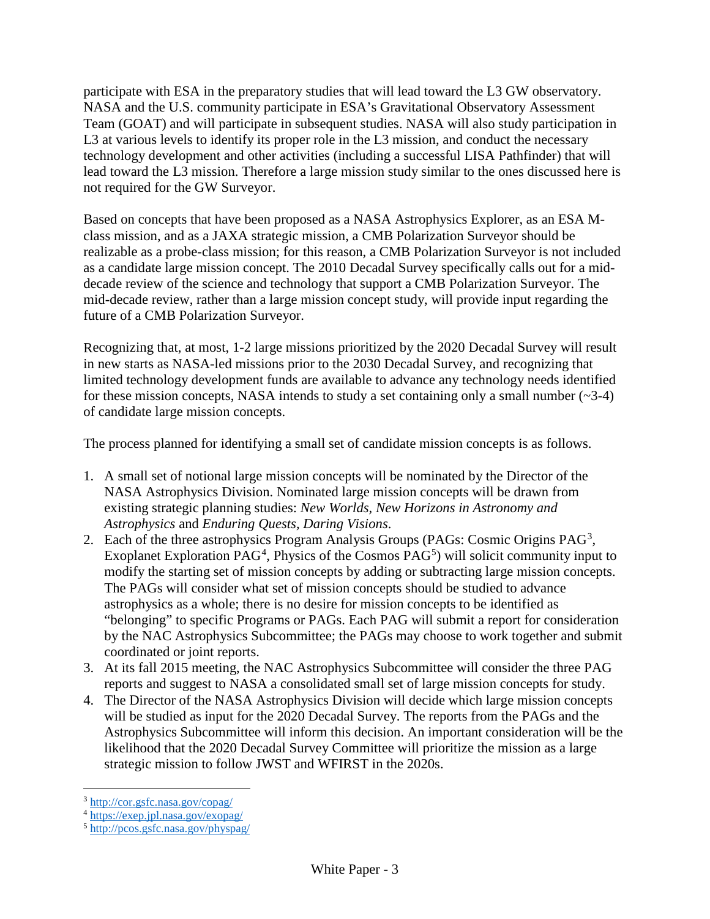participate with ESA in the preparatory studies that will lead toward the L3 GW observatory. NASA and the U.S. community participate in ESA's Gravitational Observatory Assessment Team (GOAT) and will participate in subsequent studies. NASA will also study participation in L3 at various levels to identify its proper role in the L3 mission, and conduct the necessary technology development and other activities (including a successful LISA Pathfinder) that will lead toward the L3 mission. Therefore a large mission study similar to the ones discussed here is not required for the GW Surveyor.

Based on concepts that have been proposed as a NASA Astrophysics Explorer, as an ESA M-class mission, and as a JAXA strategic mission, a CMB Polarization Surveyor should be realizable as a probe-class mission; for this reason, a CMB Polarization Surveyor is not included as a candidate large mission concept. The 2010 Decadal Survey specifically calls out for a mid-decade review of the science and technology that support a CMB Polarization Surveyor. The mid-decade review, rather than a large mission concept study, will provide input regarding the future of a CMB Polarization Surveyor.

Recognizing that, at most, 1-2 large missions prioritized by the 2020 Decadal Survey will result in new starts as NASA-led missions prior to the 2030 Decadal Survey, and recognizing that limited technology development funds are available to advance any technology needs identified for these mission concepts, NASA intends to study a set containing only a small number (~3-4) of candidate large mission concepts.

The process planned for identifying a small set of candidate mission concepts is as follows.

1. A small set of notional large mission concepts will be nominated by the Director of the NASA Astrophysics Division. Nominated large mission concepts will be drawn from existing strategic planning studies: *New Worlds, New Horizons in Astronomy and Astrophysics* and *Enduring Quests, Daring Visions*.
2. Each of the three astrophysics Program Analysis Groups (PAGs: Cosmic Origins PAG[3], Exoplanet Exploration PAG[4], Physics of the Cosmos PAG[5]) will solicit community input to modify the starting set of mission concepts by adding or subtracting large mission concepts. The PAGs will consider what set of mission concepts should be studied to advance astrophysics as a whole; there is no desire for mission concepts to be identified as "belonging" to specific Programs or PAGs. Each PAG will submit a report for consideration by the NAC Astrophysics Subcommittee; the PAGs may choose to work together and submit coordinated or joint reports.
3. At its fall 2015 meeting, the NAC Astrophysics Subcommittee will consider the three PAG reports and suggest to NASA a consolidated small set of large mission concepts for study.
4. The Director of the NASA Astrophysics Division will decide which large mission concepts will be studied as input for the 2020 Decadal Survey. The reports from the PAGs and the Astrophysics Subcommittee will inform this decision. An important consideration will be the likelihood that the 2020 Decadal Survey Committee will prioritize the mission as a large strategic mission to follow JWST and WFIRST in the 2020s.

[3] http://cor.gsfc.nasa.gov/copag/

[4] https://exep.jpl.nasa.gov/exopag/

[5] http://pcos.gsfc.nasa.gov/physpag/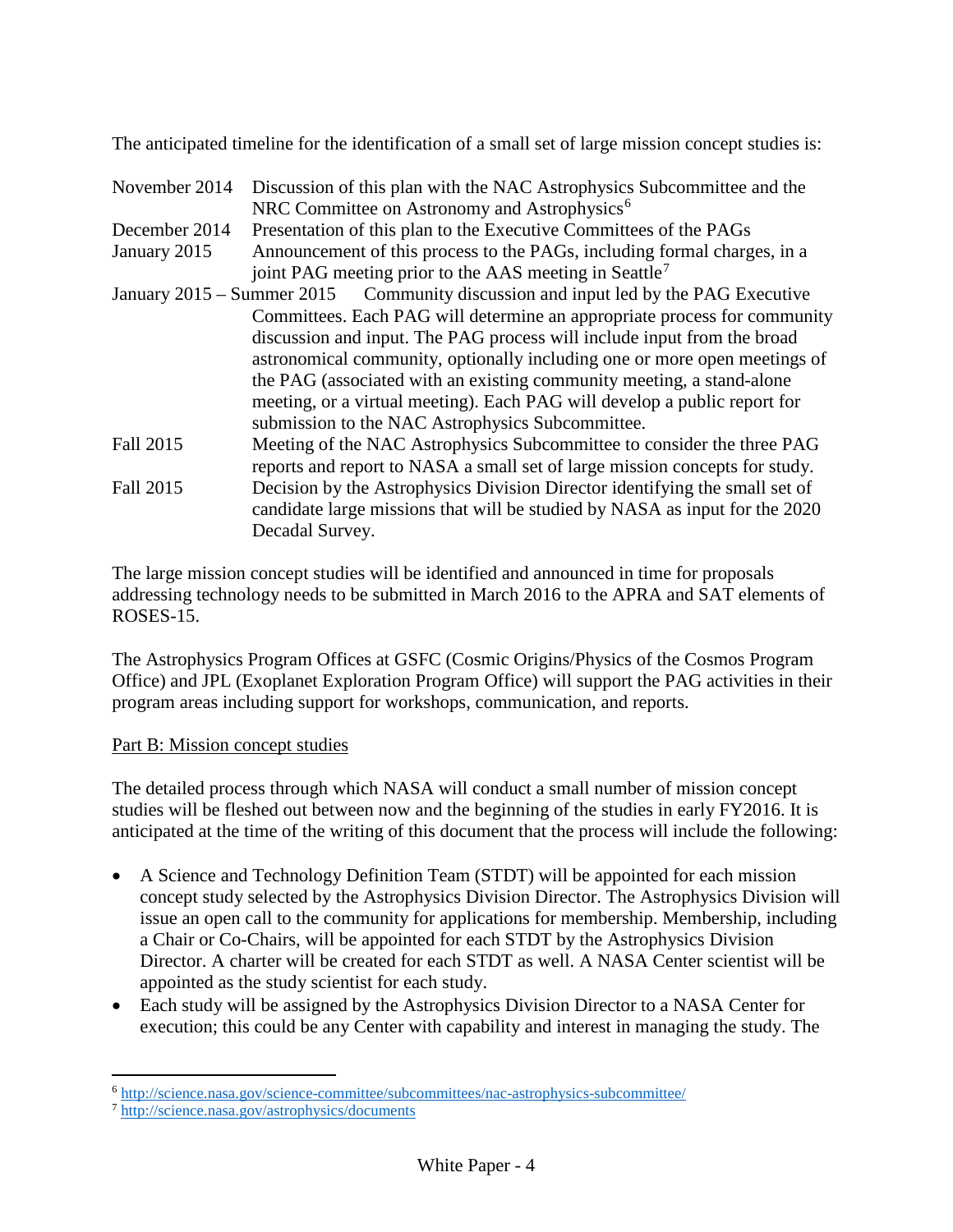The anticipated timeline for the identification of a small set of large mission concept studies is:

| | |
|---|---|
| November 2014 | Discussion of this plan with the NAC Astrophysics Subcommittee and the NRC Committee on Astronomy and Astrophysics[6] |
| December 2014 | Presentation of this plan to the Executive Committees of the PAGs |
| January 2015 | Announcement of this process to the PAGs, including formal charges, in a joint PAG meeting prior to the AAS meeting in Seattle[7] |
| January 2015 – Summer 2015 | Community discussion and input led by the PAG Executive Committees. Each PAG will determine an appropriate process for community discussion and input. The PAG process will include input from the broad astronomical community, optionally including one or more open meetings of the PAG (associated with an existing community meeting, a stand-alone meeting, or a virtual meeting). Each PAG will develop a public report for submission to the NAC Astrophysics Subcommittee. |
| Fall 2015 | Meeting of the NAC Astrophysics Subcommittee to consider the three PAG reports and report to NASA a small set of large mission concepts for study. |
| Fall 2015 | Decision by the Astrophysics Division Director identifying the small set of candidate large missions that will be studied by NASA as input for the 2020 Decadal Survey. |

The large mission concept studies will be identified and announced in time for proposals addressing technology needs to be submitted in March 2016 to the APRA and SAT elements of ROSES-15.

The Astrophysics Program Offices at GSFC (Cosmic Origins/Physics of the Cosmos Program Office) and JPL (Exoplanet Exploration Program Office) will support the PAG activities in their program areas including support for workshops, communication, and reports.

Part B: Mission concept studies

The detailed process through which NASA will conduct a small number of mission concept studies will be fleshed out between now and the beginning of the studies in early FY2016. It is anticipated at the time of the writing of this document that the process will include the following:

- A Science and Technology Definition Team (STDT) will be appointed for each mission concept study selected by the Astrophysics Division Director. The Astrophysics Division will issue an open call to the community for applications for membership. Membership, including a Chair or Co-Chairs, will be appointed for each STDT by the Astrophysics Division Director. A charter will be created for each STDT as well. A NASA Center scientist will be appointed as the study scientist for each study.
- Each study will be assigned by the Astrophysics Division Director to a NASA Center for execution; this could be any Center with capability and interest in managing the study. The

[6] http://science.nasa.gov/science-committee/subcommittees/nac-astrophysics-subcommittee/

[7] http://science.nasa.gov/astrophysics/documents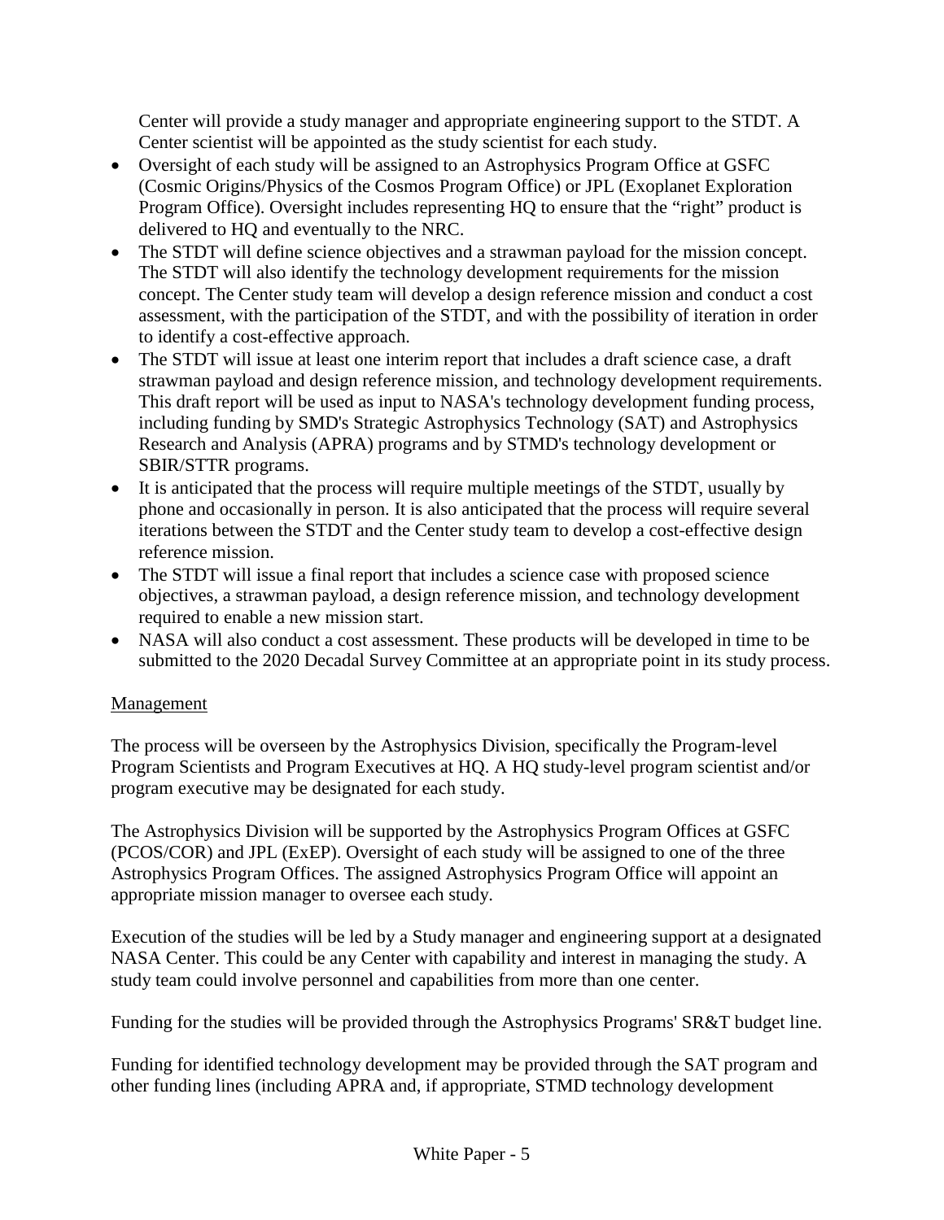Center will provide a study manager and appropriate engineering support to the STDT. A Center scientist will be appointed as the study scientist for each study.

- Oversight of each study will be assigned to an Astrophysics Program Office at GSFC (Cosmic Origins/Physics of the Cosmos Program Office) or JPL (Exoplanet Exploration Program Office). Oversight includes representing HQ to ensure that the "right" product is delivered to HQ and eventually to the NRC.
- The STDT will define science objectives and a strawman payload for the mission concept. The STDT will also identify the technology development requirements for the mission concept. The Center study team will develop a design reference mission and conduct a cost assessment, with the participation of the STDT, and with the possibility of iteration in order to identify a cost-effective approach.
- The STDT will issue at least one interim report that includes a draft science case, a draft strawman payload and design reference mission, and technology development requirements. This draft report will be used as input to NASA's technology development funding process, including funding by SMD's Strategic Astrophysics Technology (SAT) and Astrophysics Research and Analysis (APRA) programs and by STMD's technology development or SBIR/STTR programs.
- It is anticipated that the process will require multiple meetings of the STDT, usually by phone and occasionally in person. It is also anticipated that the process will require several iterations between the STDT and the Center study team to develop a cost-effective design reference mission.
- The STDT will issue a final report that includes a science case with proposed science objectives, a strawman payload, a design reference mission, and technology development required to enable a new mission start.
- NASA will also conduct a cost assessment. These products will be developed in time to be submitted to the 2020 Decadal Survey Committee at an appropriate point in its study process.

## Management

The process will be overseen by the Astrophysics Division, specifically the Program-level Program Scientists and Program Executives at HQ. A HQ study-level program scientist and/or program executive may be designated for each study.

The Astrophysics Division will be supported by the Astrophysics Program Offices at GSFC (PCOS/COR) and JPL (ExEP). Oversight of each study will be assigned to one of the three Astrophysics Program Offices. The assigned Astrophysics Program Office will appoint an appropriate mission manager to oversee each study.

Execution of the studies will be led by a Study manager and engineering support at a designated NASA Center. This could be any Center with capability and interest in managing the study. A study team could involve personnel and capabilities from more than one center.

Funding for the studies will be provided through the Astrophysics Programs' SR&T budget line.

Funding for identified technology development may be provided through the SAT program and other funding lines (including APRA and, if appropriate, STMD technology development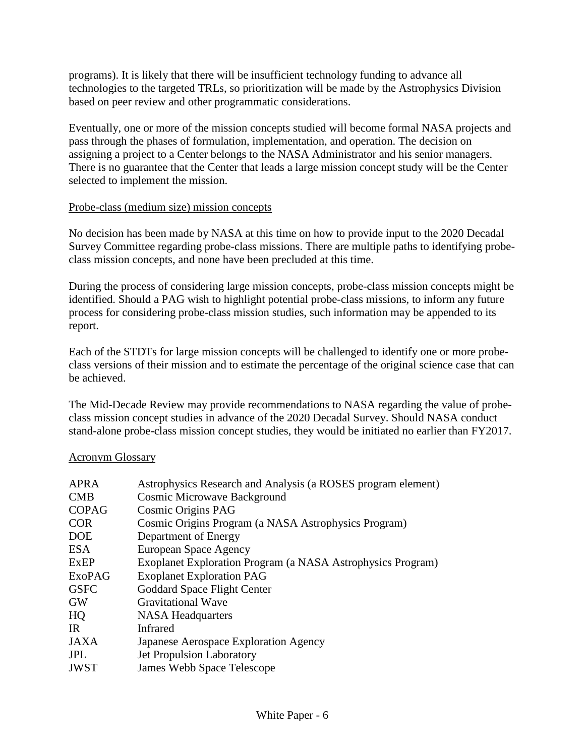programs). It is likely that there will be insufficient technology funding to advance all technologies to the targeted TRLs, so prioritization will be made by the Astrophysics Division based on peer review and other programmatic considerations.

Eventually, one or more of the mission concepts studied will become formal NASA projects and pass through the phases of formulation, implementation, and operation. The decision on assigning a project to a Center belongs to the NASA Administrator and his senior managers. There is no guarantee that the Center that leads a large mission concept study will be the Center selected to implement the mission.

## Probe-class (medium size) mission concepts

No decision has been made by NASA at this time on how to provide input to the 2020 Decadal Survey Committee regarding probe-class missions. There are multiple paths to identifying probe-class mission concepts, and none have been precluded at this time.

During the process of considering large mission concepts, probe-class mission concepts might be identified. Should a PAG wish to highlight potential probe-class missions, to inform any future process for considering probe-class mission studies, such information may be appended to its report.

Each of the STDTs for large mission concepts will be challenged to identify one or more probe-class versions of their mission and to estimate the percentage of the original science case that can be achieved.

The Mid-Decade Review may provide recommendations to NASA regarding the value of probe-class mission concept studies in advance of the 2020 Decadal Survey. Should NASA conduct stand-alone probe-class mission concept studies, they would be initiated no earlier than FY2017.

## Acronym Glossary

| | |
|---|---|
| APRA | Astrophysics Research and Analysis (a ROSES program element) |
| CMB | Cosmic Microwave Background |
| COPAG | Cosmic Origins PAG |
| COR | Cosmic Origins Program (a NASA Astrophysics Program) |
| DOE | Department of Energy |
| ESA | European Space Agency |
| ExEP | Exoplanet Exploration Program (a NASA Astrophysics Program) |
| ExoPAG | Exoplanet Exploration PAG |
| GSFC | Goddard Space Flight Center |
| GW | Gravitational Wave |
| HQ | NASA Headquarters |
| IR | Infrared |
| JAXA | Japanese Aerospace Exploration Agency |
| JPL | Jet Propulsion Laboratory |
| JWST | James Webb Space Telescope |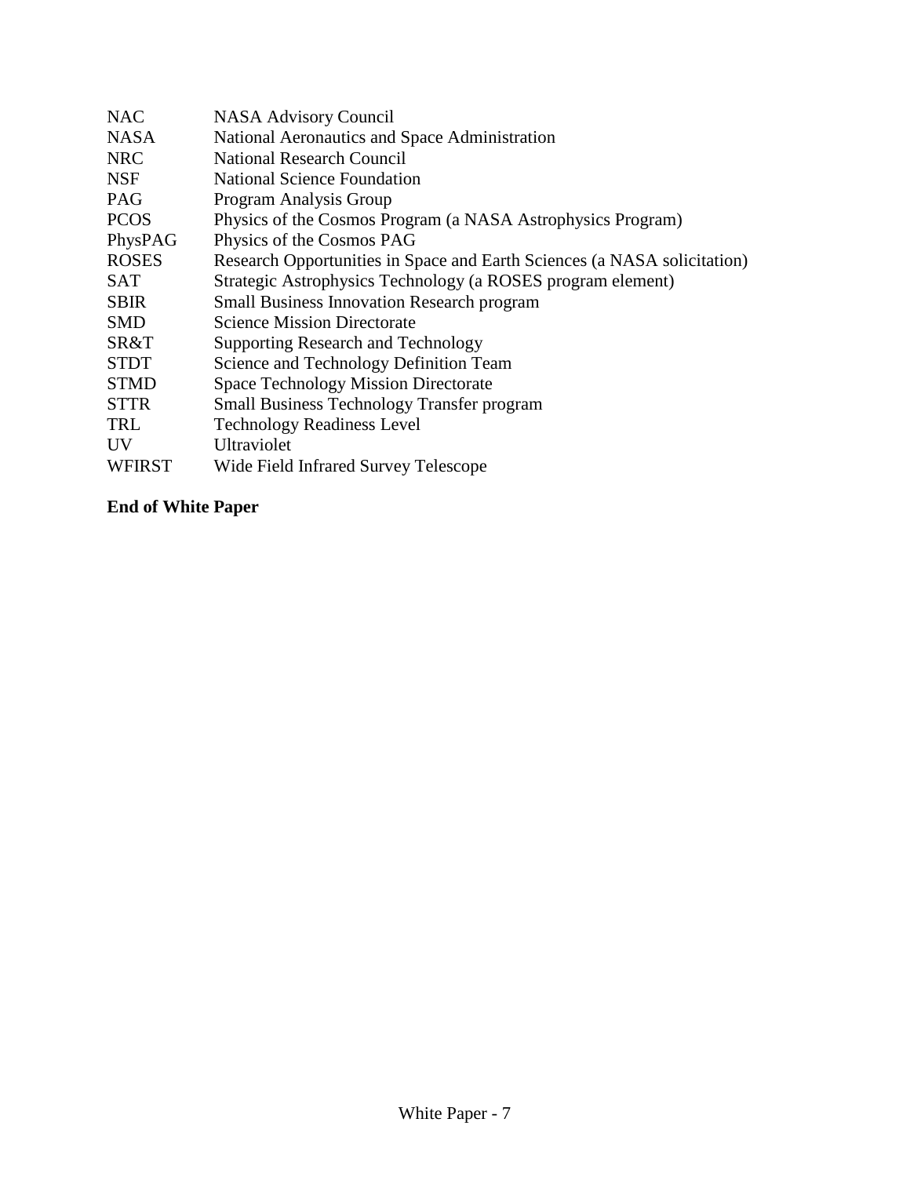| | |
|---|---|
| NAC | NASA Advisory Council |
| NASA | National Aeronautics and Space Administration |
| NRC | National Research Council |
| NSF | National Science Foundation |
| PAG | Program Analysis Group |
| PCOS | Physics of the Cosmos Program (a NASA Astrophysics Program) |
| PhysPAG | Physics of the Cosmos PAG |
| ROSES | Research Opportunities in Space and Earth Sciences (a NASA solicitation) |
| SAT | Strategic Astrophysics Technology (a ROSES program element) |
| SBIR | Small Business Innovation Research program |
| SMD | Science Mission Directorate |
| SR&T | Supporting Research and Technology |
| STDT | Science and Technology Definition Team |
| STMD | Space Technology Mission Directorate |
| STTR | Small Business Technology Transfer program |
| TRL | Technology Readiness Level |
| UV | Ultraviolet |
| WFIRST | Wide Field Infrared Survey Telescope |

**End of White Paper**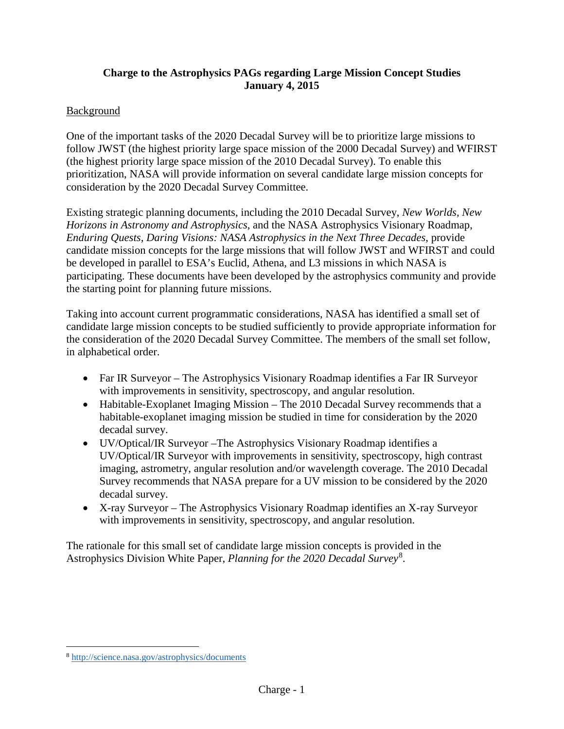**Charge to the Astrophysics PAGs regarding Large Mission Concept Studies**
**January 4, 2015**

Background

One of the important tasks of the 2020 Decadal Survey will be to prioritize large missions to follow JWST (the highest priority large space mission of the 2000 Decadal Survey) and WFIRST (the highest priority large space mission of the 2010 Decadal Survey). To enable this prioritization, NASA will provide information on several candidate large mission concepts for consideration by the 2020 Decadal Survey Committee.

Existing strategic planning documents, including the 2010 Decadal Survey, *New Worlds, New Horizons in Astronomy and Astrophysics*, and the NASA Astrophysics Visionary Roadmap, *Enduring Quests, Daring Visions: NASA Astrophysics in the Next Three Decades*, provide candidate mission concepts for the large missions that will follow JWST and WFIRST and could be developed in parallel to ESA's Euclid, Athena, and L3 missions in which NASA is participating. These documents have been developed by the astrophysics community and provide the starting point for planning future missions.

Taking into account current programmatic considerations, NASA has identified a small set of candidate large mission concepts to be studied sufficiently to provide appropriate information for the consideration of the 2020 Decadal Survey Committee. The members of the small set follow, in alphabetical order.

- Far IR Surveyor – The Astrophysics Visionary Roadmap identifies a Far IR Surveyor with improvements in sensitivity, spectroscopy, and angular resolution.
- Habitable-Exoplanet Imaging Mission – The 2010 Decadal Survey recommends that a habitable-exoplanet imaging mission be studied in time for consideration by the 2020 decadal survey.
- UV/Optical/IR Surveyor –The Astrophysics Visionary Roadmap identifies a UV/Optical/IR Surveyor with improvements in sensitivity, spectroscopy, high contrast imaging, astrometry, angular resolution and/or wavelength coverage. The 2010 Decadal Survey recommends that NASA prepare for a UV mission to be considered by the 2020 decadal survey.
- X-ray Surveyor – The Astrophysics Visionary Roadmap identifies an X-ray Surveyor with improvements in sensitivity, spectroscopy, and angular resolution.

The rationale for this small set of candidate large mission concepts is provided in the Astrophysics Division White Paper, *Planning for the 2020 Decadal Survey*[8].

[8] http://science.nasa.gov/astrophysics/documents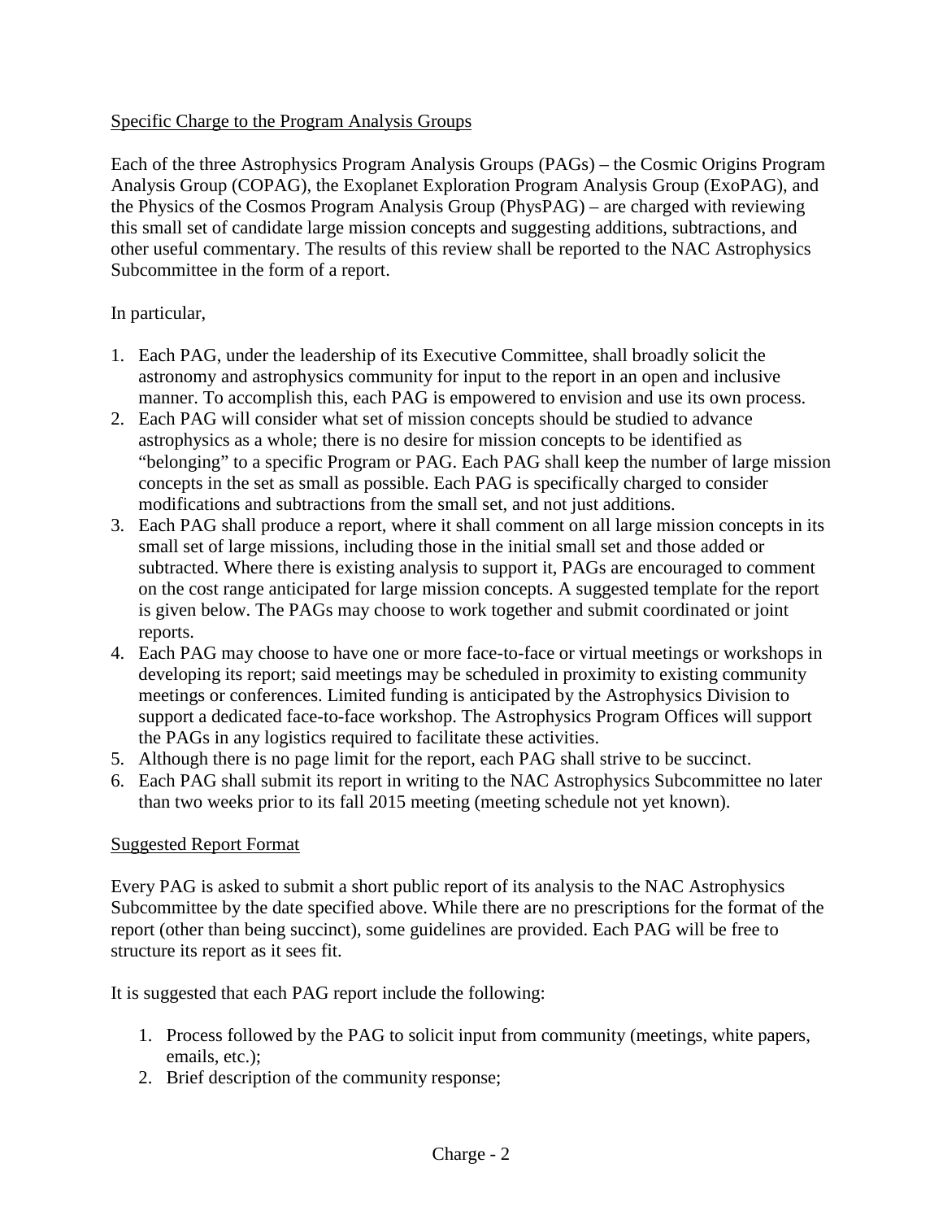## Specific Charge to the Program Analysis Groups

Each of the three Astrophysics Program Analysis Groups (PAGs) – the Cosmic Origins Program Analysis Group (COPAG), the Exoplanet Exploration Program Analysis Group (ExoPAG), and the Physics of the Cosmos Program Analysis Group (PhysPAG) – are charged with reviewing this small set of candidate large mission concepts and suggesting additions, subtractions, and other useful commentary. The results of this review shall be reported to the NAC Astrophysics Subcommittee in the form of a report.

In particular,

1. Each PAG, under the leadership of its Executive Committee, shall broadly solicit the astronomy and astrophysics community for input to the report in an open and inclusive manner. To accomplish this, each PAG is empowered to envision and use its own process.
2. Each PAG will consider what set of mission concepts should be studied to advance astrophysics as a whole; there is no desire for mission concepts to be identified as "belonging" to a specific Program or PAG. Each PAG shall keep the number of large mission concepts in the set as small as possible. Each PAG is specifically charged to consider modifications and subtractions from the small set, and not just additions.
3. Each PAG shall produce a report, where it shall comment on all large mission concepts in its small set of large missions, including those in the initial small set and those added or subtracted. Where there is existing analysis to support it, PAGs are encouraged to comment on the cost range anticipated for large mission concepts. A suggested template for the report is given below. The PAGs may choose to work together and submit coordinated or joint reports.
4. Each PAG may choose to have one or more face-to-face or virtual meetings or workshops in developing its report; said meetings may be scheduled in proximity to existing community meetings or conferences. Limited funding is anticipated by the Astrophysics Division to support a dedicated face-to-face workshop. The Astrophysics Program Offices will support the PAGs in any logistics required to facilitate these activities.
5. Although there is no page limit for the report, each PAG shall strive to be succinct.
6. Each PAG shall submit its report in writing to the NAC Astrophysics Subcommittee no later than two weeks prior to its fall 2015 meeting (meeting schedule not yet known).

## Suggested Report Format

Every PAG is asked to submit a short public report of its analysis to the NAC Astrophysics Subcommittee by the date specified above. While there are no prescriptions for the format of the report (other than being succinct), some guidelines are provided. Each PAG will be free to structure its report as it sees fit.

It is suggested that each PAG report include the following:

1. Process followed by the PAG to solicit input from community (meetings, white papers, emails, etc.);
2. Brief description of the community response;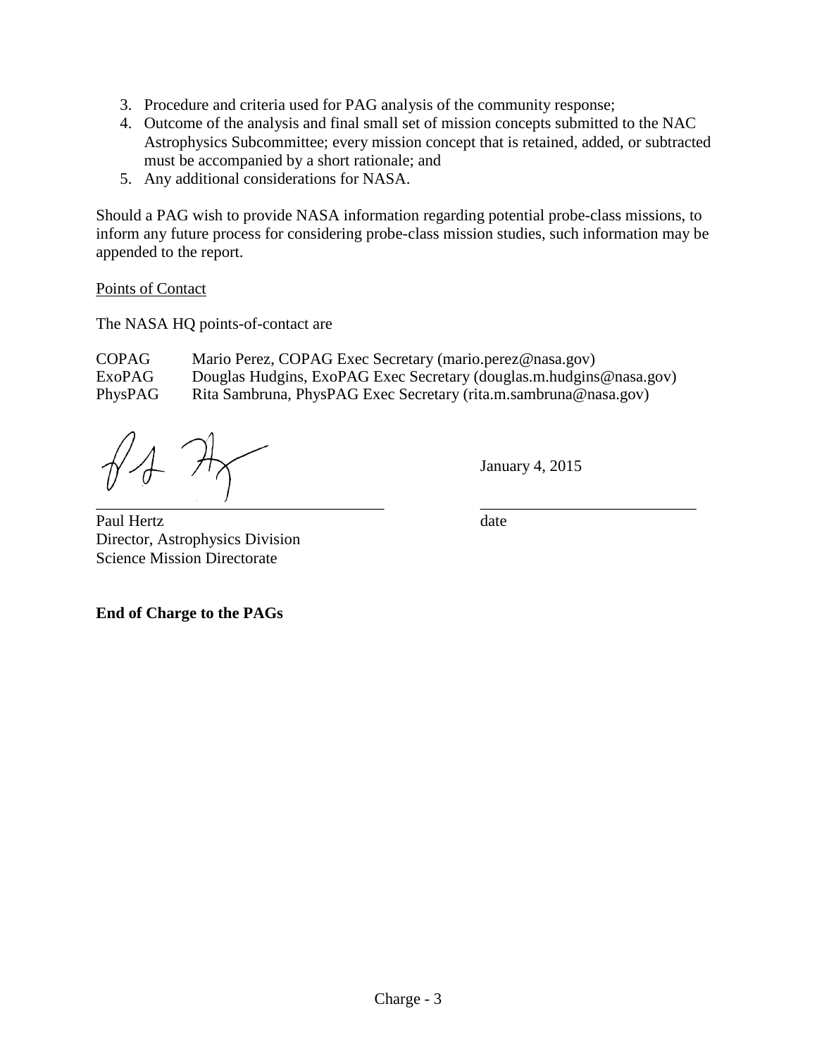3. Procedure and criteria used for PAG analysis of the community response;
4. Outcome of the analysis and final small set of mission concepts submitted to the NAC Astrophysics Subcommittee; every mission concept that is retained, added, or subtracted must be accompanied by a short rationale; and
5. Any additional considerations for NASA.

Should a PAG wish to provide NASA information regarding potential probe-class missions, to inform any future process for considering probe-class mission studies, such information may be appended to the report.

Points of Contact

The NASA HQ points-of-contact are

| | |
|---|---|
| COPAG | Mario Perez, COPAG Exec Secretary (mario.perez@nasa.gov) |
| ExoPAG | Douglas Hudgins, ExoPAG Exec Secretary (douglas.m.hudgins@nasa.gov) |
| PhysPAG | Rita Sambruna, PhysPAG Exec Secretary (rita.m.sambruna@nasa.gov) |

January 4, 2015

Paul Hertz
Director, Astrophysics Division
Science Mission Directorate

date

**End of Charge to the PAGs**